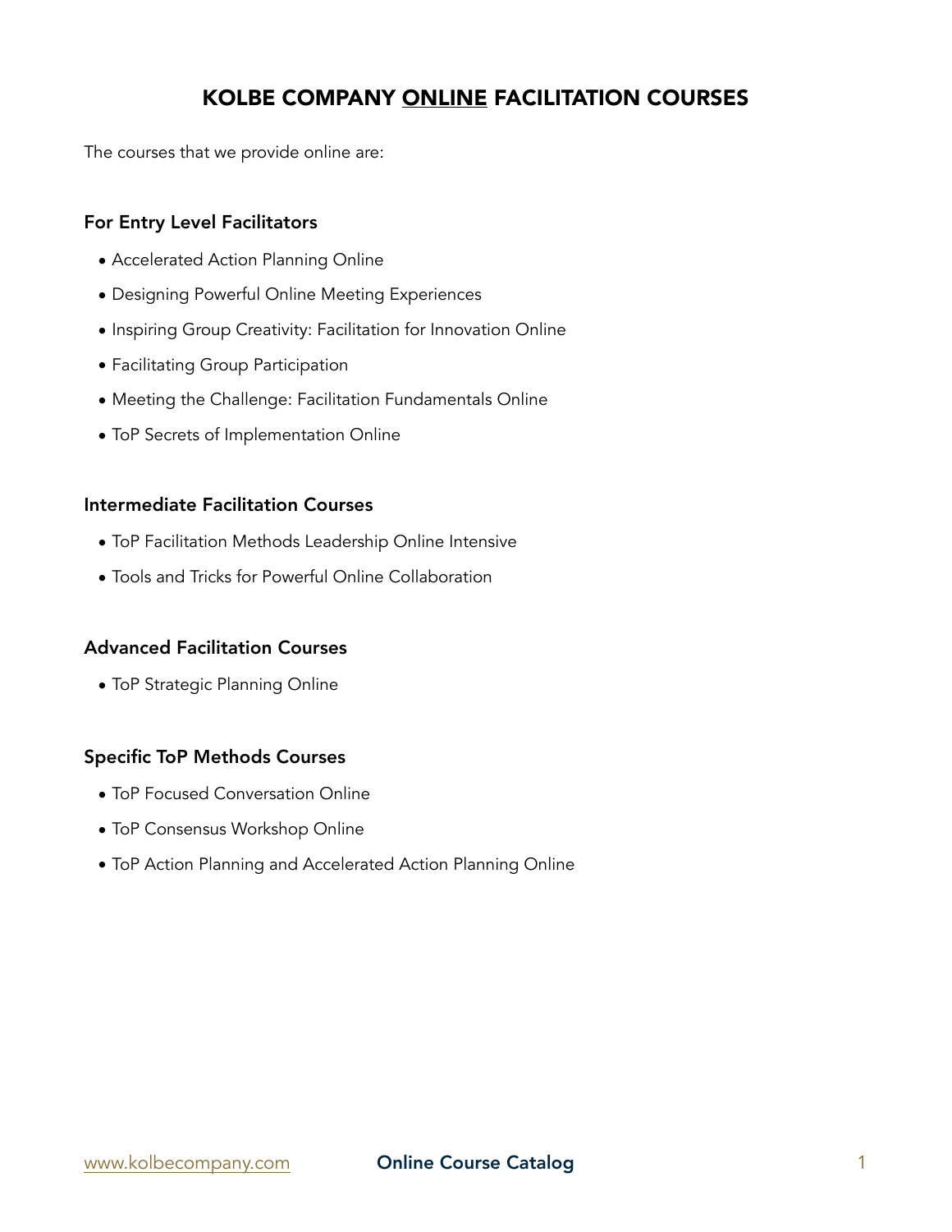# KOLBE COMPANY <u>ONLINE</u> FACILITATION COURSES

The courses that we provide online are:

## For Entry Level Facilitators

- Accelerated Action Planning Online
- Designing Powerful Online Meeting Experiences
- Inspiring Group Creativity: Facilitation for Innovation Online
- Facilitating Group Participation
- Meeting the Challenge: Facilitation Fundamentals Online
- ToP Secrets of Implementation Online

## Intermediate Facilitation Courses

- ToP Facilitation Methods Leadership Online Intensive
- Tools and Tricks for Powerful Online Collaboration

## Advanced Facilitation Courses

- ToP Strategic Planning Online

## Specific ToP Methods Courses

- ToP Focused Conversation Online
- ToP Consensus Workshop Online
- ToP Action Planning and Accelerated Action Planning Online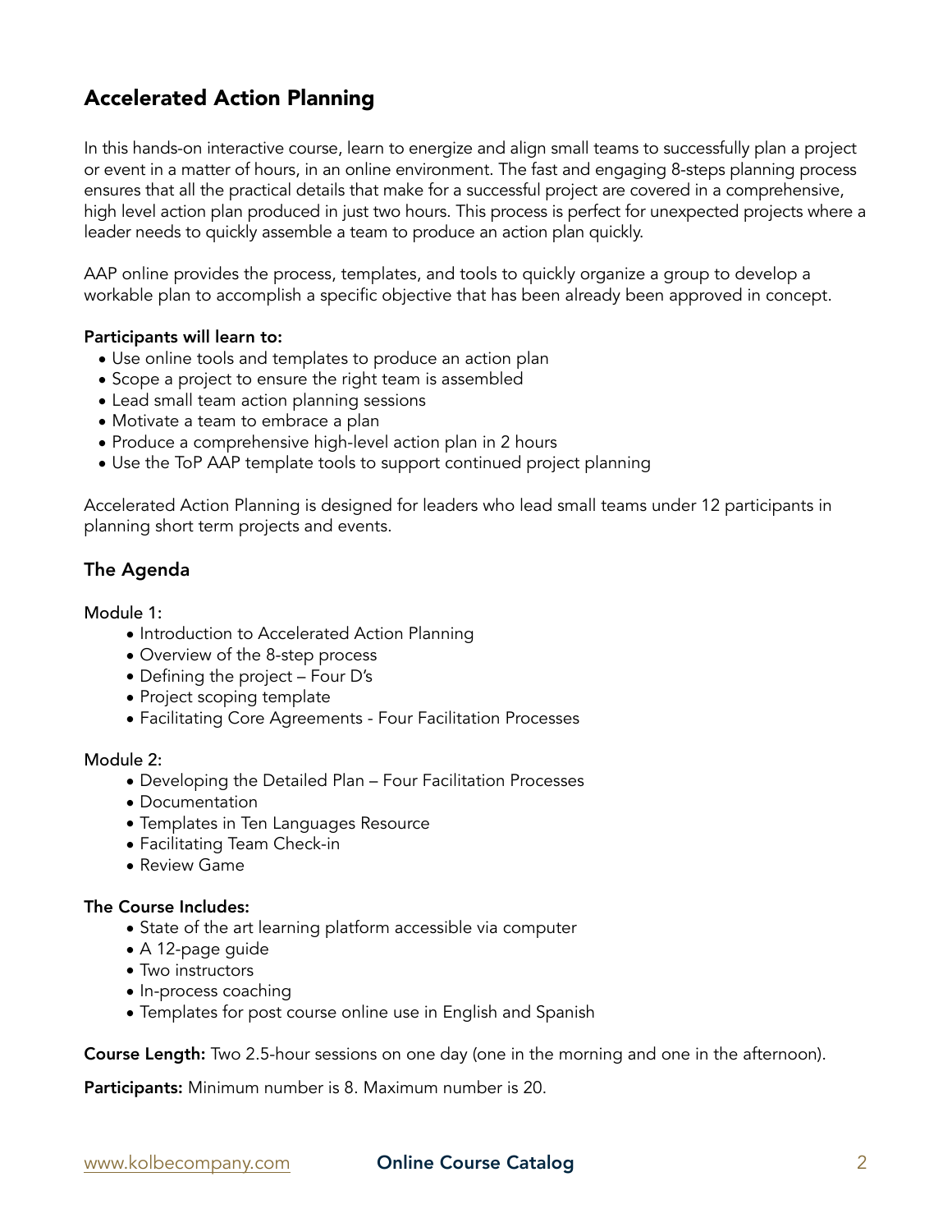## Accelerated Action Planning

In this hands-on interactive course, learn to energize and align small teams to successfully plan a project or event in a matter of hours, in an online environment. The fast and engaging 8-steps planning process ensures that all the practical details that make for a successful project are covered in a comprehensive, high level action plan produced in just two hours. This process is perfect for unexpected projects where a leader needs to quickly assemble a team to produce an action plan quickly.

AAP online provides the process, templates, and tools to quickly organize a group to develop a workable plan to accomplish a specific objective that has been already been approved in concept.

**Participants will learn to:**

- Use online tools and templates to produce an action plan
- Scope a project to ensure the right team is assembled
- Lead small team action planning sessions
- Motivate a team to embrace a plan
- Produce a comprehensive high-level action plan in 2 hours
- Use the ToP AAP template tools to support continued project planning

Accelerated Action Planning is designed for leaders who lead small teams under 12 participants in planning short term projects and events.

### The Agenda

Module 1:

- Introduction to Accelerated Action Planning
- Overview of the 8-step process
- Defining the project – Four D's
- Project scoping template
- Facilitating Core Agreements - Four Facilitation Processes

Module 2:

- Developing the Detailed Plan – Four Facilitation Processes
- Documentation
- Templates in Ten Languages Resource
- Facilitating Team Check-in
- Review Game

**The Course Includes:**

- State of the art learning platform accessible via computer
- A 12-page guide
- Two instructors
- In-process coaching
- Templates for post course online use in English and Spanish

**Course Length:** Two 2.5-hour sessions on one day (one in the morning and one in the afternoon).

**Participants:** Minimum number is 8. Maximum number is 20.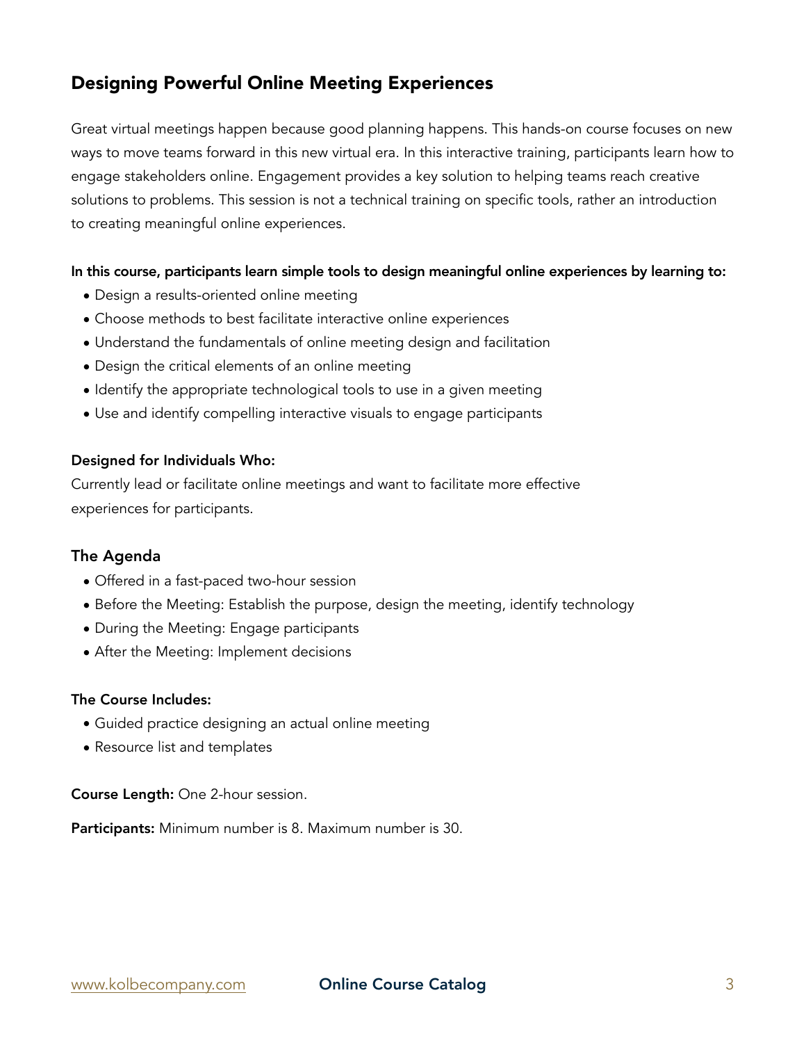## Designing Powerful Online Meeting Experiences

Great virtual meetings happen because good planning happens. This hands-on course focuses on new ways to move teams forward in this new virtual era. In this interactive training, participants learn how to engage stakeholders online. Engagement provides a key solution to helping teams reach creative solutions to problems. This session is not a technical training on specific tools, rather an introduction to creating meaningful online experiences.

**In this course, participants learn simple tools to design meaningful online experiences by learning to:**

- Design a results-oriented online meeting
- Choose methods to best facilitate interactive online experiences
- Understand the fundamentals of online meeting design and facilitation
- Design the critical elements of an online meeting
- Identify the appropriate technological tools to use in a given meeting
- Use and identify compelling interactive visuals to engage participants

**Designed for Individuals Who:**
Currently lead or facilitate online meetings and want to facilitate more effective experiences for participants.

### The Agenda

- Offered in a fast-paced two-hour session
- Before the Meeting: Establish the purpose, design the meeting, identify technology
- During the Meeting: Engage participants
- After the Meeting: Implement decisions

**The Course Includes:**

- Guided practice designing an actual online meeting
- Resource list and templates

**Course Length:** One 2-hour session.

**Participants:** Minimum number is 8. Maximum number is 30.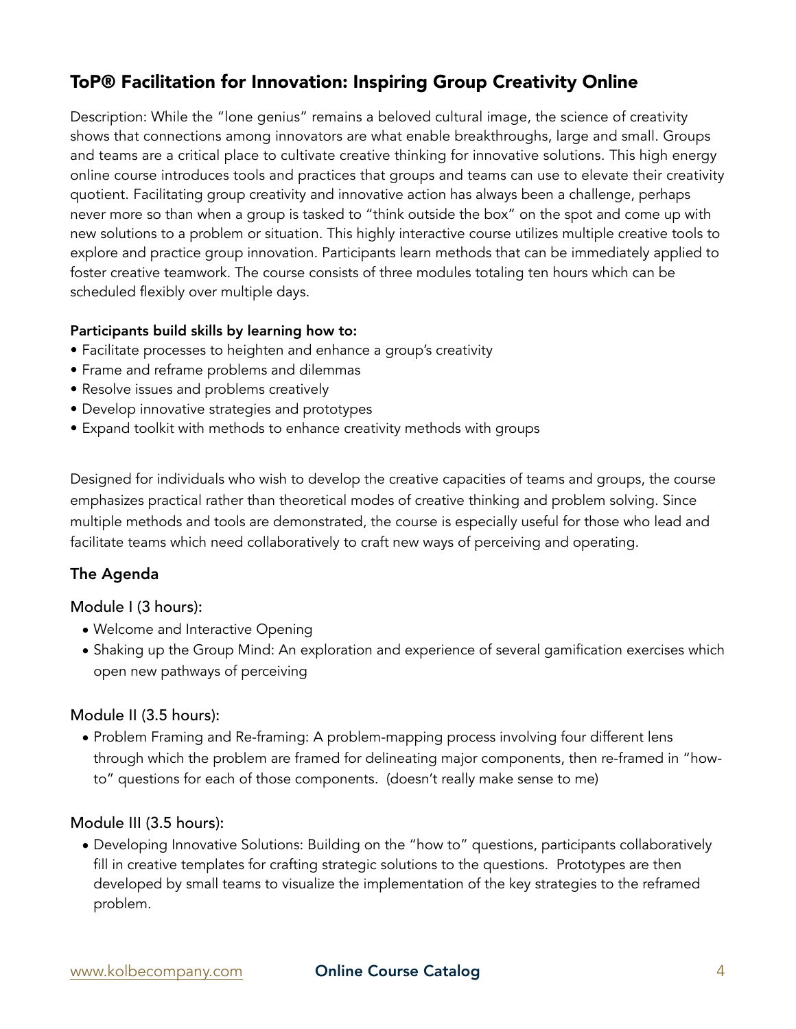## ToP® Facilitation for Innovation: Inspiring Group Creativity Online

Description: While the "lone genius" remains a beloved cultural image, the science of creativity shows that connections among innovators are what enable breakthroughs, large and small. Groups and teams are a critical place to cultivate creative thinking for innovative solutions. This high energy online course introduces tools and practices that groups and teams can use to elevate their creativity quotient. Facilitating group creativity and innovative action has always been a challenge, perhaps never more so than when a group is tasked to "think outside the box" on the spot and come up with new solutions to a problem or situation. This highly interactive course utilizes multiple creative tools to explore and practice group innovation. Participants learn methods that can be immediately applied to foster creative teamwork. The course consists of three modules totaling ten hours which can be scheduled flexibly over multiple days.

**Participants build skills by learning how to:**

- Facilitate processes to heighten and enhance a group's creativity
- Frame and reframe problems and dilemmas
- Resolve issues and problems creatively
- Develop innovative strategies and prototypes
- Expand toolkit with methods to enhance creativity methods with groups

Designed for individuals who wish to develop the creative capacities of teams and groups, the course emphasizes practical rather than theoretical modes of creative thinking and problem solving. Since multiple methods and tools are demonstrated, the course is especially useful for those who lead and facilitate teams which need collaboratively to craft new ways of perceiving and operating.

### The Agenda

Module I (3 hours):

- Welcome and Interactive Opening
- Shaking up the Group Mind: An exploration and experience of several gamification exercises which open new pathways of perceiving

Module II (3.5 hours):

- Problem Framing and Re-framing: A problem-mapping process involving four different lens through which the problem are framed for delineating major components, then re-framed in "how-to" questions for each of those components. (doesn't really make sense to me)

Module III (3.5 hours):

- Developing Innovative Solutions: Building on the "how to" questions, participants collaboratively fill in creative templates for crafting strategic solutions to the questions. Prototypes are then developed by small teams to visualize the implementation of the key strategies to the reframed problem.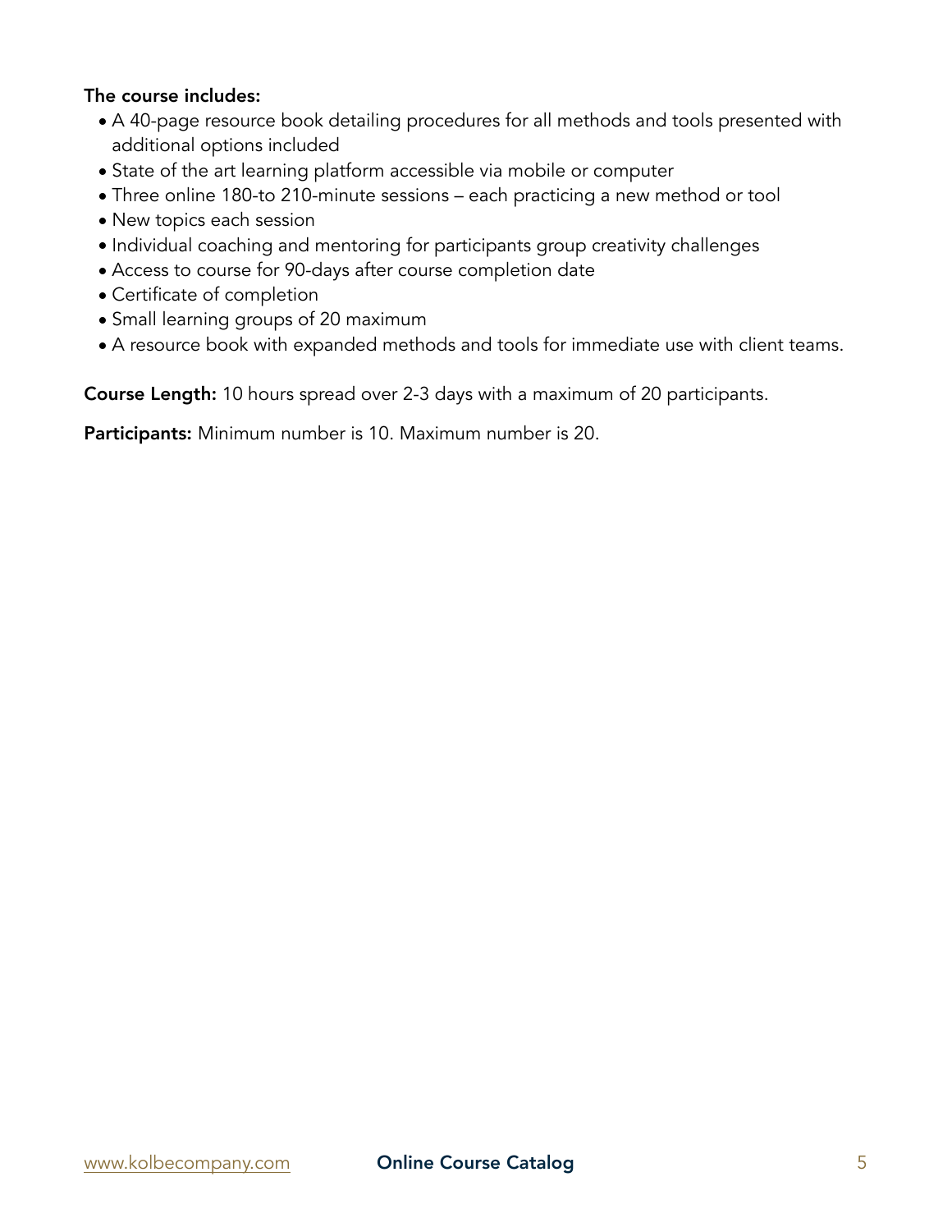**The course includes:**

- A 40-page resource book detailing procedures for all methods and tools presented with additional options included
- State of the art learning platform accessible via mobile or computer
- Three online 180-to 210-minute sessions – each practicing a new method or tool
- New topics each session
- Individual coaching and mentoring for participants group creativity challenges
- Access to course for 90-days after course completion date
- Certificate of completion
- Small learning groups of 20 maximum
- A resource book with expanded methods and tools for immediate use with client teams.

**Course Length:** 10 hours spread over 2-3 days with a maximum of 20 participants.

**Participants:** Minimum number is 10. Maximum number is 20.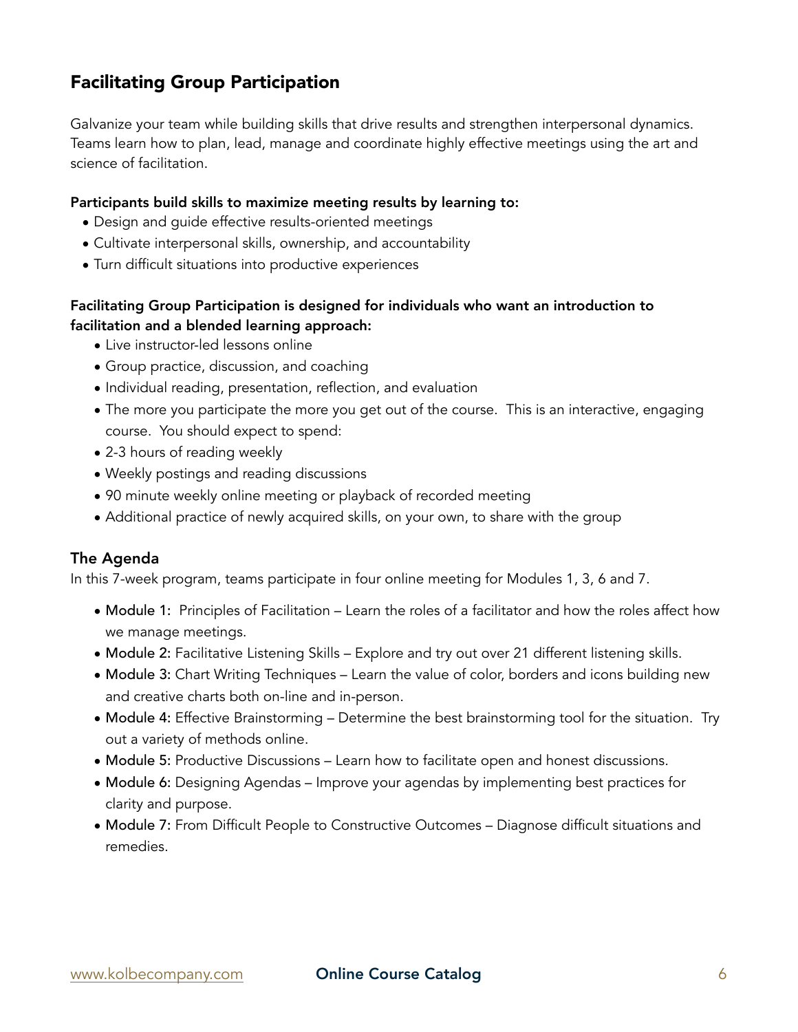## Facilitating Group Participation

Galvanize your team while building skills that drive results and strengthen interpersonal dynamics. Teams learn how to plan, lead, manage and coordinate highly effective meetings using the art and science of facilitation.

**Participants build skills to maximize meeting results by learning to:**

- Design and guide effective results-oriented meetings
- Cultivate interpersonal skills, ownership, and accountability
- Turn difficult situations into productive experiences

**Facilitating Group Participation is designed for individuals who want an introduction to facilitation and a blended learning approach:**

- Live instructor-led lessons online
- Group practice, discussion, and coaching
- Individual reading, presentation, reflection, and evaluation
- The more you participate the more you get out of the course. This is an interactive, engaging course. You should expect to spend:
- 2-3 hours of reading weekly
- Weekly postings and reading discussions
- 90 minute weekly online meeting or playback of recorded meeting
- Additional practice of newly acquired skills, on your own, to share with the group

### The Agenda

In this 7-week program, teams participate in four online meeting for Modules 1, 3, 6 and 7.

- **Module 1:** Principles of Facilitation – Learn the roles of a facilitator and how the roles affect how we manage meetings.
- **Module 2:** Facilitative Listening Skills – Explore and try out over 21 different listening skills.
- **Module 3:** Chart Writing Techniques – Learn the value of color, borders and icons building new and creative charts both on-line and in-person.
- **Module 4:** Effective Brainstorming – Determine the best brainstorming tool for the situation. Try out a variety of methods online.
- **Module 5:** Productive Discussions – Learn how to facilitate open and honest discussions.
- **Module 6:** Designing Agendas – Improve your agendas by implementing best practices for clarity and purpose.
- **Module 7:** From Difficult People to Constructive Outcomes – Diagnose difficult situations and remedies.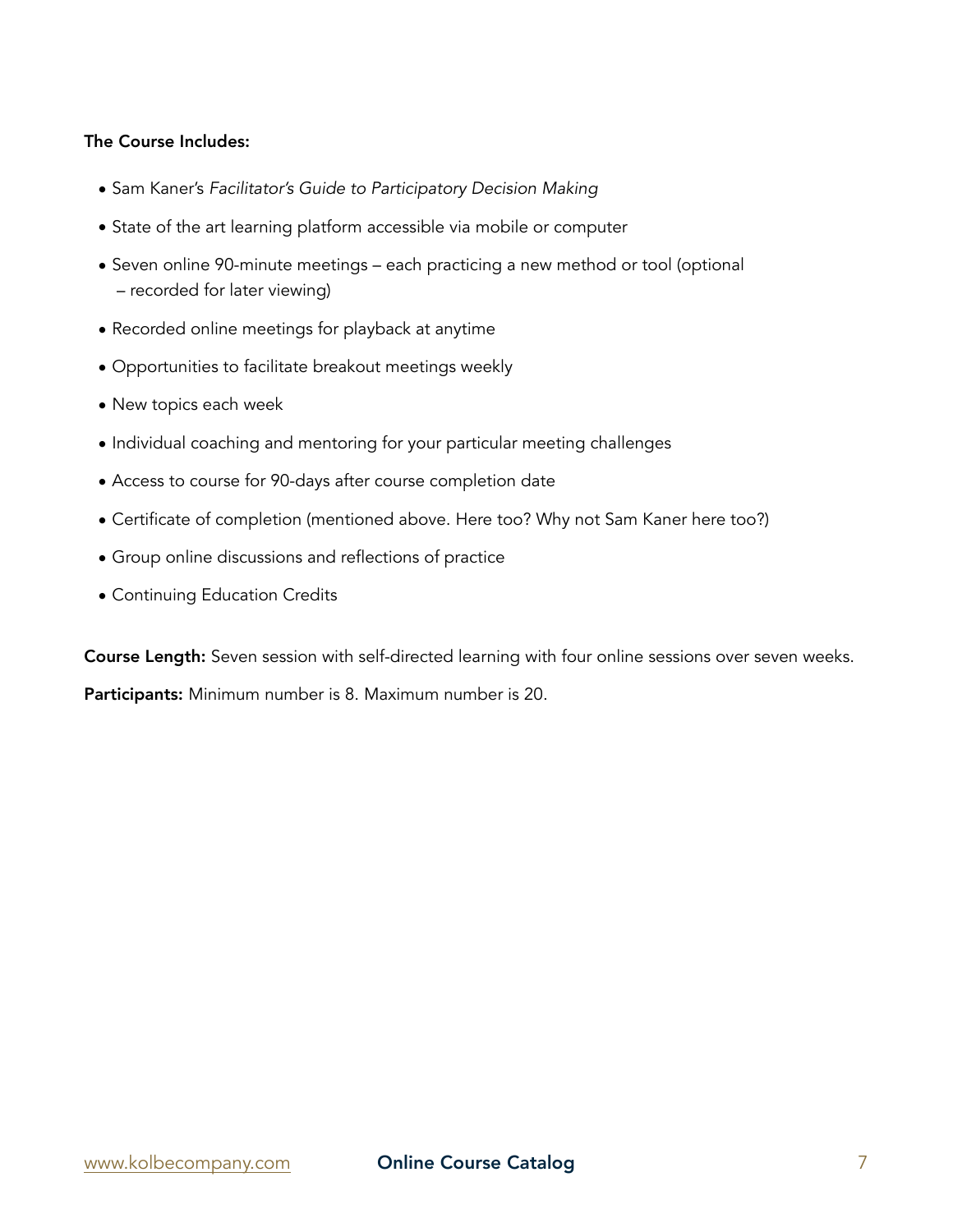**The Course Includes:**

- Sam Kaner's *Facilitator's Guide to Participatory Decision Making*
- State of the art learning platform accessible via mobile or computer
- Seven online 90-minute meetings – each practicing a new method or tool (optional – recorded for later viewing)
- Recorded online meetings for playback at anytime
- Opportunities to facilitate breakout meetings weekly
- New topics each week
- Individual coaching and mentoring for your particular meeting challenges
- Access to course for 90-days after course completion date
- Certificate of completion (mentioned above. Here too? Why not Sam Kaner here too?)
- Group online discussions and reflections of practice
- Continuing Education Credits

**Course Length:** Seven session with self-directed learning with four online sessions over seven weeks.

**Participants:** Minimum number is 8. Maximum number is 20.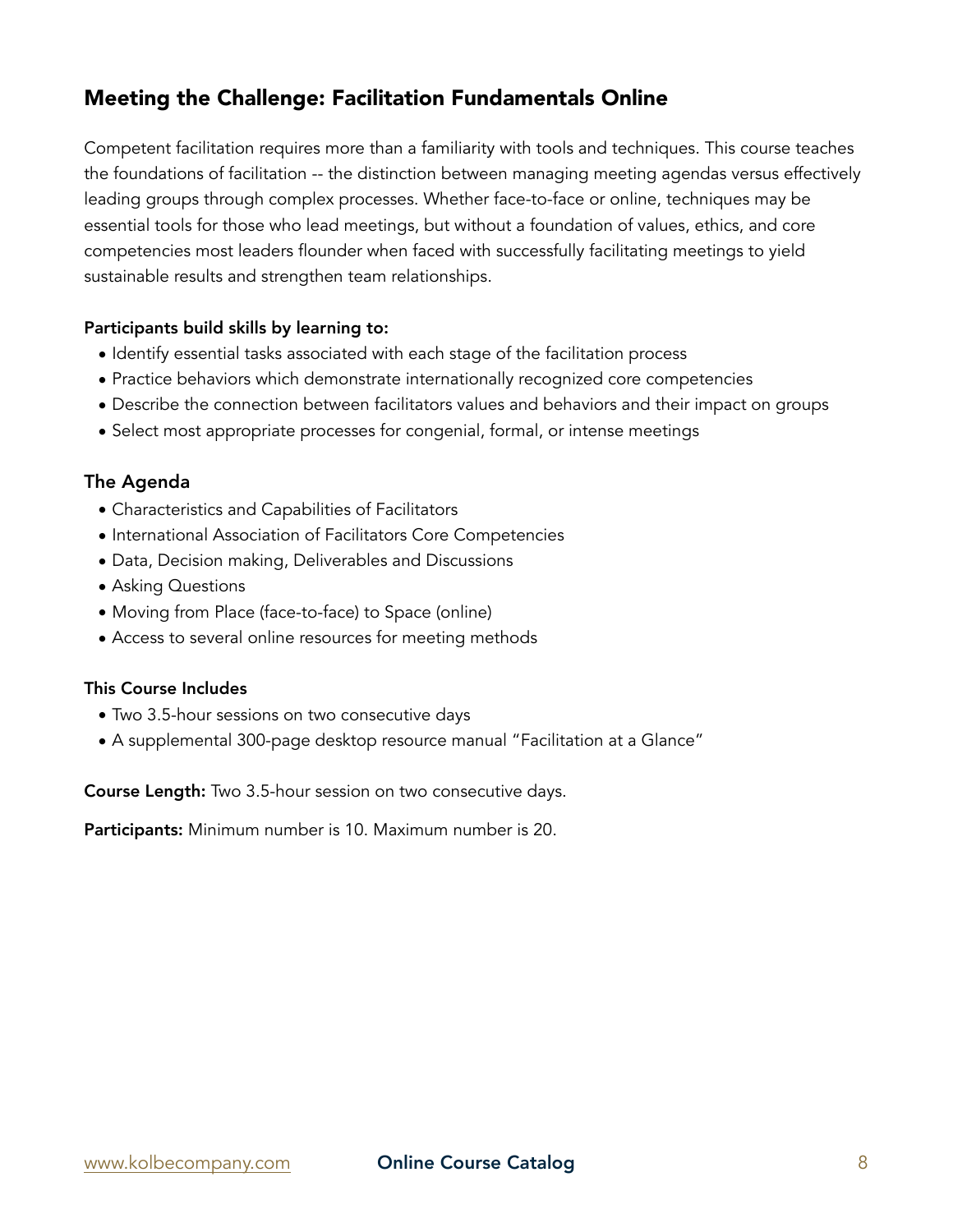## Meeting the Challenge: Facilitation Fundamentals Online

Competent facilitation requires more than a familiarity with tools and techniques. This course teaches the foundations of facilitation -- the distinction between managing meeting agendas versus effectively leading groups through complex processes. Whether face-to-face or online, techniques may be essential tools for those who lead meetings, but without a foundation of values, ethics, and core competencies most leaders flounder when faced with successfully facilitating meetings to yield sustainable results and strengthen team relationships.

**Participants build skills by learning to:**

- Identify essential tasks associated with each stage of the facilitation process
- Practice behaviors which demonstrate internationally recognized core competencies
- Describe the connection between facilitators values and behaviors and their impact on groups
- Select most appropriate processes for congenial, formal, or intense meetings

### The Agenda

- Characteristics and Capabilities of Facilitators
- International Association of Facilitators Core Competencies
- Data, Decision making, Deliverables and Discussions
- Asking Questions
- Moving from Place (face-to-face) to Space (online)
- Access to several online resources for meeting methods

**This Course Includes**

- Two 3.5-hour sessions on two consecutive days
- A supplemental 300-page desktop resource manual "Facilitation at a Glance"

**Course Length:** Two 3.5-hour session on two consecutive days.

**Participants:** Minimum number is 10. Maximum number is 20.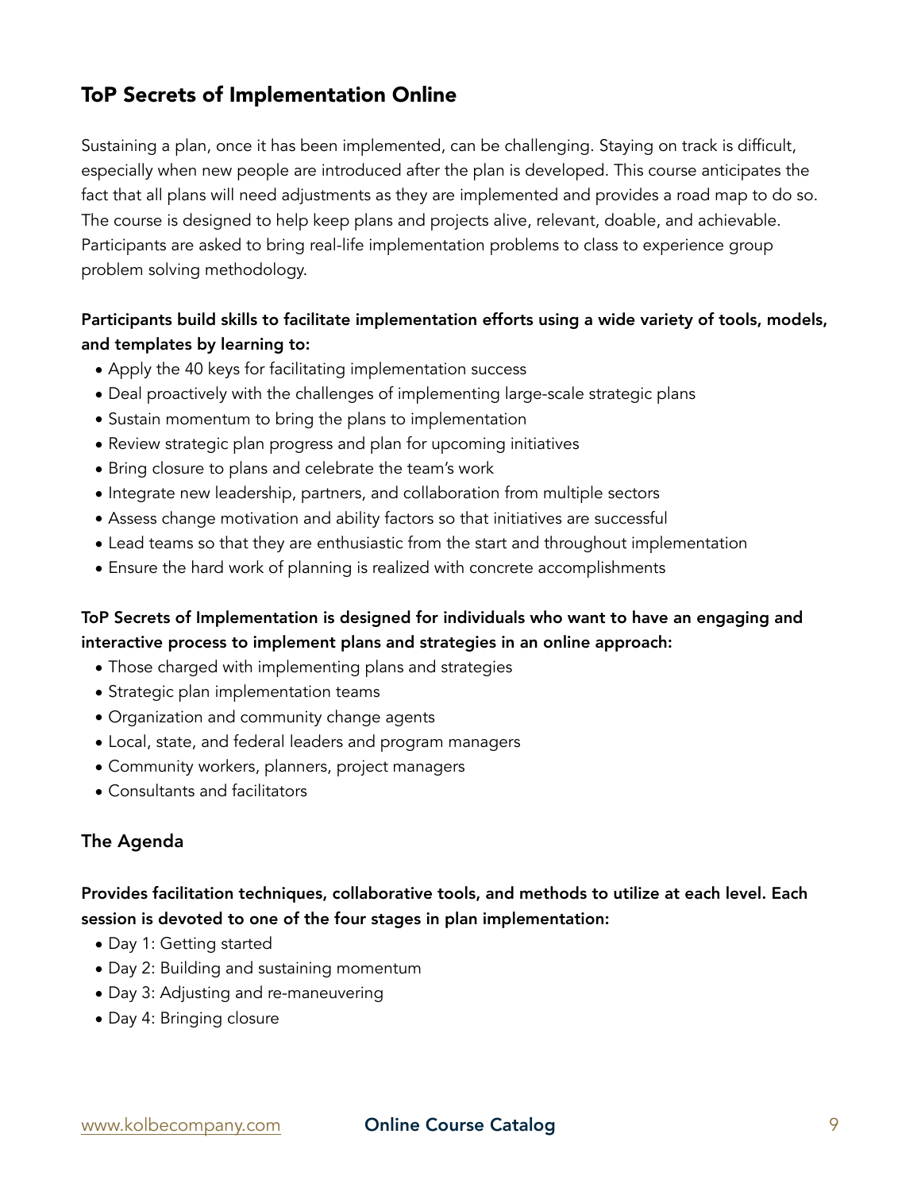## ToP Secrets of Implementation Online

Sustaining a plan, once it has been implemented, can be challenging. Staying on track is difficult, especially when new people are introduced after the plan is developed. This course anticipates the fact that all plans will need adjustments as they are implemented and provides a road map to do so. The course is designed to help keep plans and projects alive, relevant, doable, and achievable. Participants are asked to bring real-life implementation problems to class to experience group problem solving methodology.

**Participants build skills to facilitate implementation efforts using a wide variety of tools, models, and templates by learning to:**

- Apply the 40 keys for facilitating implementation success
- Deal proactively with the challenges of implementing large-scale strategic plans
- Sustain momentum to bring the plans to implementation
- Review strategic plan progress and plan for upcoming initiatives
- Bring closure to plans and celebrate the team's work
- Integrate new leadership, partners, and collaboration from multiple sectors
- Assess change motivation and ability factors so that initiatives are successful
- Lead teams so that they are enthusiastic from the start and throughout implementation
- Ensure the hard work of planning is realized with concrete accomplishments

**ToP Secrets of Implementation is designed for individuals who want to have an engaging and interactive process to implement plans and strategies in an online approach:**

- Those charged with implementing plans and strategies
- Strategic plan implementation teams
- Organization and community change agents
- Local, state, and federal leaders and program managers
- Community workers, planners, project managers
- Consultants and facilitators

### The Agenda

**Provides facilitation techniques, collaborative tools, and methods to utilize at each level. Each session is devoted to one of the four stages in plan implementation:**

- Day 1: Getting started
- Day 2: Building and sustaining momentum
- Day 3: Adjusting and re-maneuvering
- Day 4: Bringing closure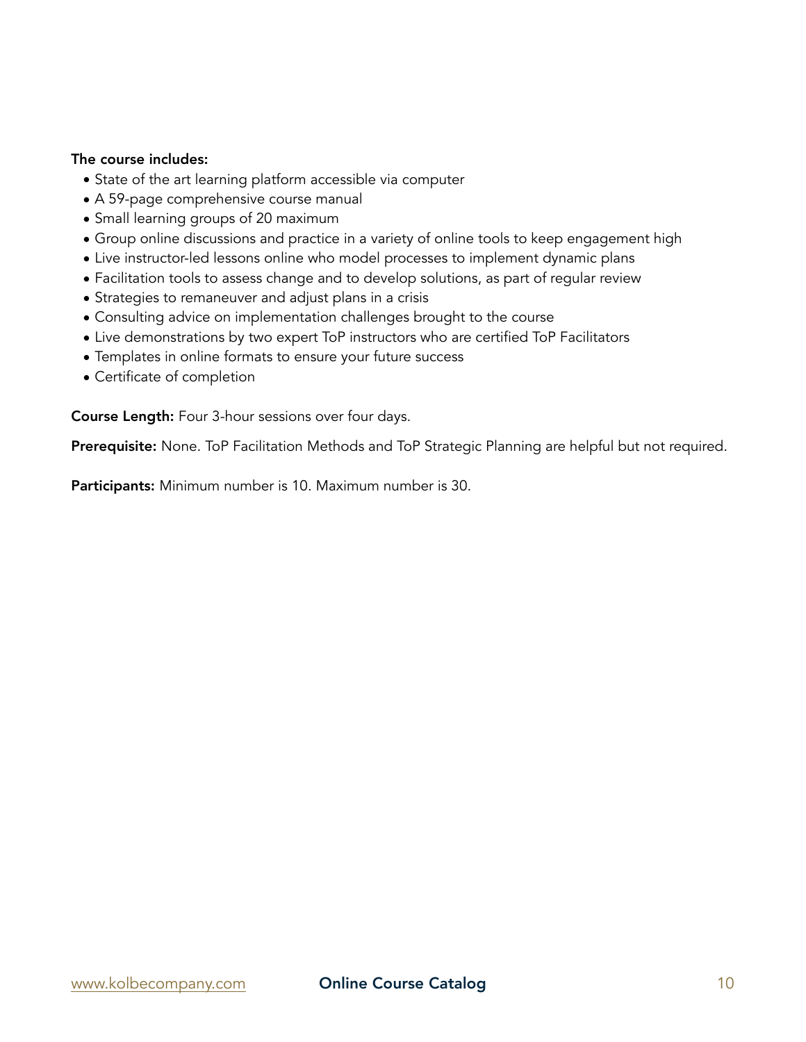**The course includes:**

- State of the art learning platform accessible via computer
- A 59-page comprehensive course manual
- Small learning groups of 20 maximum
- Group online discussions and practice in a variety of online tools to keep engagement high
- Live instructor-led lessons online who model processes to implement dynamic plans
- Facilitation tools to assess change and to develop solutions, as part of regular review
- Strategies to remaneuver and adjust plans in a crisis
- Consulting advice on implementation challenges brought to the course
- Live demonstrations by two expert ToP instructors who are certified ToP Facilitators
- Templates in online formats to ensure your future success
- Certificate of completion

**Course Length:** Four 3-hour sessions over four days.

**Prerequisite:** None. ToP Facilitation Methods and ToP Strategic Planning are helpful but not required.

**Participants:** Minimum number is 10. Maximum number is 30.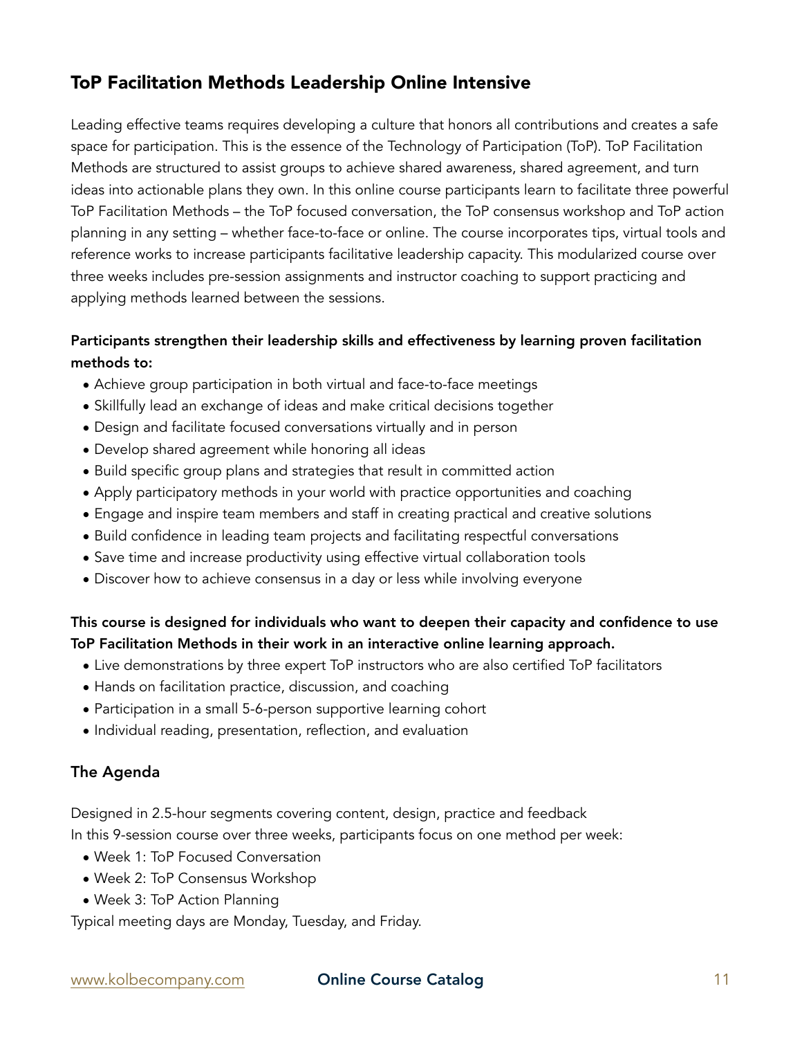## ToP Facilitation Methods Leadership Online Intensive

Leading effective teams requires developing a culture that honors all contributions and creates a safe space for participation. This is the essence of the Technology of Participation (ToP). ToP Facilitation Methods are structured to assist groups to achieve shared awareness, shared agreement, and turn ideas into actionable plans they own. In this online course participants learn to facilitate three powerful ToP Facilitation Methods – the ToP focused conversation, the ToP consensus workshop and ToP action planning in any setting – whether face-to-face or online. The course incorporates tips, virtual tools and reference works to increase participants facilitative leadership capacity. This modularized course over three weeks includes pre-session assignments and instructor coaching to support practicing and applying methods learned between the sessions.

**Participants strengthen their leadership skills and effectiveness by learning proven facilitation methods to:**

- Achieve group participation in both virtual and face-to-face meetings
- Skillfully lead an exchange of ideas and make critical decisions together
- Design and facilitate focused conversations virtually and in person
- Develop shared agreement while honoring all ideas
- Build specific group plans and strategies that result in committed action
- Apply participatory methods in your world with practice opportunities and coaching
- Engage and inspire team members and staff in creating practical and creative solutions
- Build confidence in leading team projects and facilitating respectful conversations
- Save time and increase productivity using effective virtual collaboration tools
- Discover how to achieve consensus in a day or less while involving everyone

**This course is designed for individuals who want to deepen their capacity and confidence to use ToP Facilitation Methods in their work in an interactive online learning approach.**

- Live demonstrations by three expert ToP instructors who are also certified ToP facilitators
- Hands on facilitation practice, discussion, and coaching
- Participation in a small 5-6-person supportive learning cohort
- Individual reading, presentation, reflection, and evaluation

### The Agenda

Designed in 2.5-hour segments covering content, design, practice and feedback
In this 9-session course over three weeks, participants focus on one method per week:

- Week 1: ToP Focused Conversation
- Week 2: ToP Consensus Workshop
- Week 3: ToP Action Planning

Typical meeting days are Monday, Tuesday, and Friday.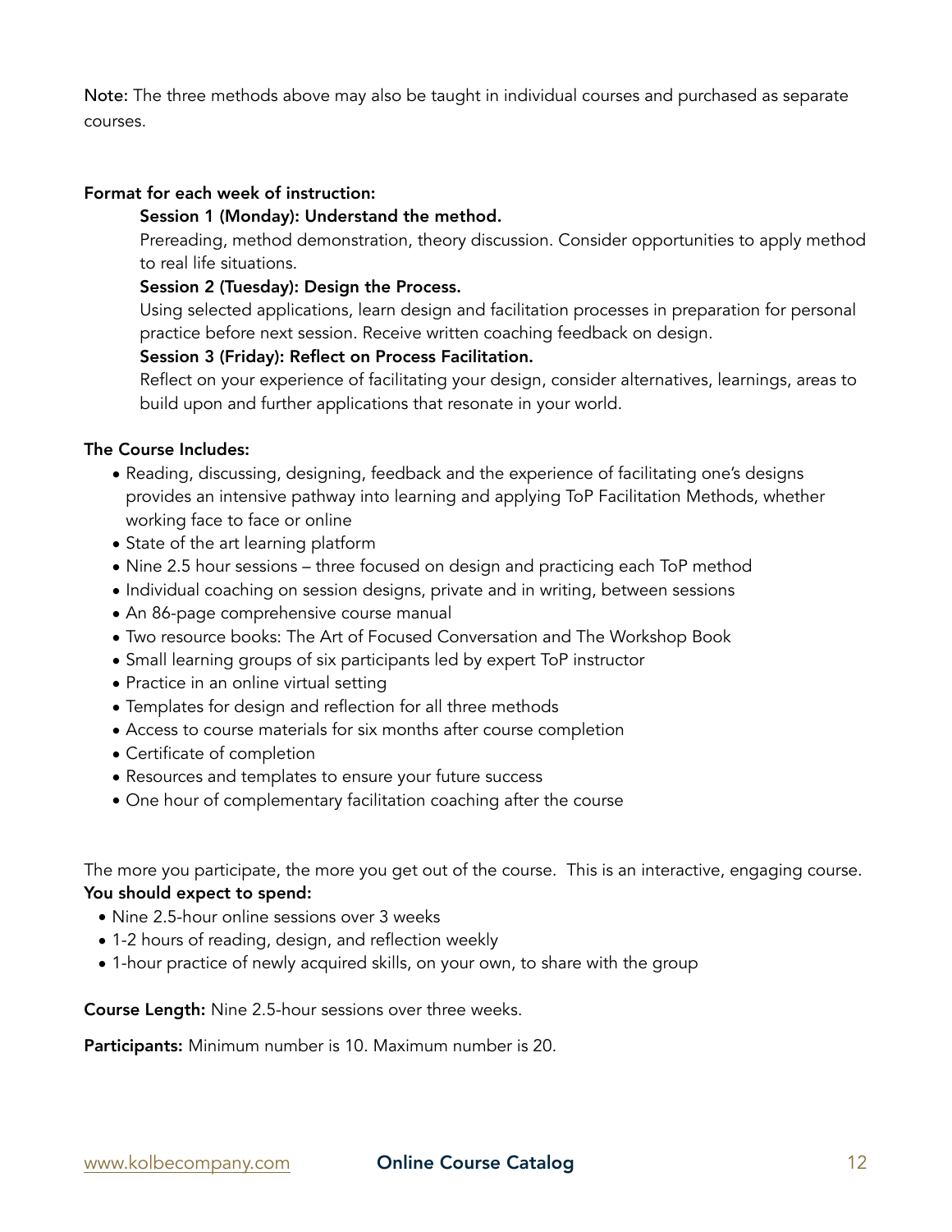**Note:** The three methods above may also be taught in individual courses and purchased as separate courses.

**Format for each week of instruction:**

**Session 1 (Monday): Understand the method.**

Prereading, method demonstration, theory discussion. Consider opportunities to apply method to real life situations.

**Session 2 (Tuesday): Design the Process.**

Using selected applications, learn design and facilitation processes in preparation for personal practice before next session. Receive written coaching feedback on design.

**Session 3 (Friday): Reflect on Process Facilitation.**

Reflect on your experience of facilitating your design, consider alternatives, learnings, areas to build upon and further applications that resonate in your world.

**The Course Includes:**

- Reading, discussing, designing, feedback and the experience of facilitating one's designs provides an intensive pathway into learning and applying ToP Facilitation Methods, whether working face to face or online
- State of the art learning platform
- Nine 2.5 hour sessions – three focused on design and practicing each ToP method
- Individual coaching on session designs, private and in writing, between sessions
- An 86-page comprehensive course manual
- Two resource books: The Art of Focused Conversation and The Workshop Book
- Small learning groups of six participants led by expert ToP instructor
- Practice in an online virtual setting
- Templates for design and reflection for all three methods
- Access to course materials for six months after course completion
- Certificate of completion
- Resources and templates to ensure your future success
- One hour of complementary facilitation coaching after the course

The more you participate, the more you get out of the course. This is an interactive, engaging course.

**You should expect to spend:**

- Nine 2.5-hour online sessions over 3 weeks
- 1-2 hours of reading, design, and reflection weekly
- 1-hour practice of newly acquired skills, on your own, to share with the group

**Course Length:** Nine 2.5-hour sessions over three weeks.

**Participants:** Minimum number is 10. Maximum number is 20.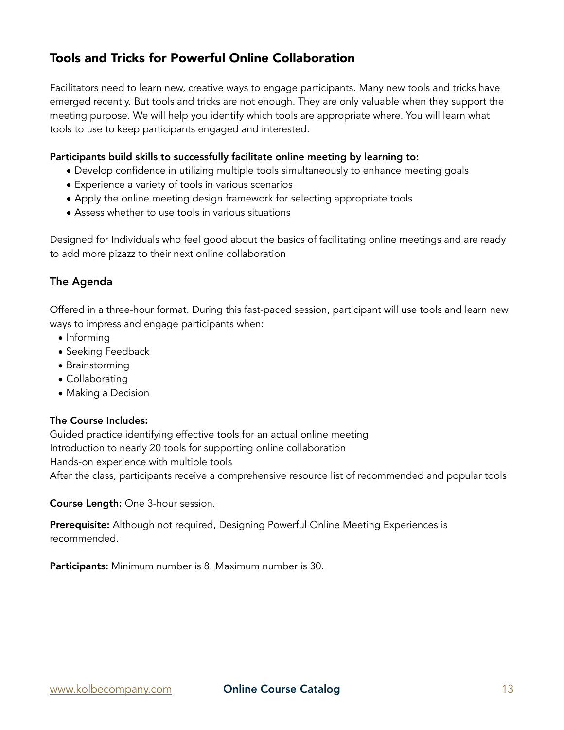## Tools and Tricks for Powerful Online Collaboration

Facilitators need to learn new, creative ways to engage participants. Many new tools and tricks have emerged recently. But tools and tricks are not enough. They are only valuable when they support the meeting purpose. We will help you identify which tools are appropriate where. You will learn what tools to use to keep participants engaged and interested.

**Participants build skills to successfully facilitate online meeting by learning to:**

- Develop confidence in utilizing multiple tools simultaneously to enhance meeting goals
- Experience a variety of tools in various scenarios
- Apply the online meeting design framework for selecting appropriate tools
- Assess whether to use tools in various situations

Designed for Individuals who feel good about the basics of facilitating online meetings and are ready to add more pizazz to their next online collaboration

### The Agenda

Offered in a three-hour format. During this fast-paced session, participant will use tools and learn new ways to impress and engage participants when:

- Informing
- Seeking Feedback
- Brainstorming
- Collaborating
- Making a Decision

**The Course Includes:**

Guided practice identifying effective tools for an actual online meeting
Introduction to nearly 20 tools for supporting online collaboration
Hands-on experience with multiple tools
After the class, participants receive a comprehensive resource list of recommended and popular tools

**Course Length:** One 3-hour session.

**Prerequisite:** Although not required, Designing Powerful Online Meeting Experiences is recommended.

**Participants:** Minimum number is 8. Maximum number is 30.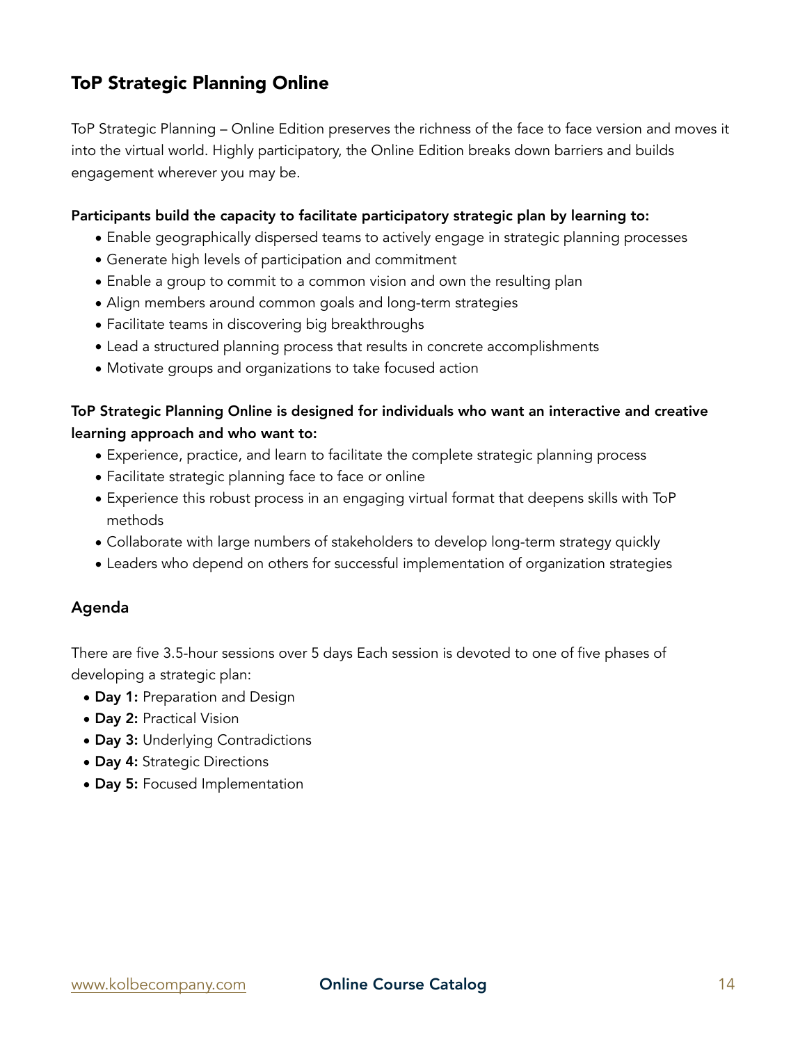## ToP Strategic Planning Online

ToP Strategic Planning – Online Edition preserves the richness of the face to face version and moves it into the virtual world. Highly participatory, the Online Edition breaks down barriers and builds engagement wherever you may be.

**Participants build the capacity to facilitate participatory strategic plan by learning to:**

- Enable geographically dispersed teams to actively engage in strategic planning processes
- Generate high levels of participation and commitment
- Enable a group to commit to a common vision and own the resulting plan
- Align members around common goals and long-term strategies
- Facilitate teams in discovering big breakthroughs
- Lead a structured planning process that results in concrete accomplishments
- Motivate groups and organizations to take focused action

**ToP Strategic Planning Online is designed for individuals who want an interactive and creative learning approach and who want to:**

- Experience, practice, and learn to facilitate the complete strategic planning process
- Facilitate strategic planning face to face or online
- Experience this robust process in an engaging virtual format that deepens skills with ToP methods
- Collaborate with large numbers of stakeholders to develop long-term strategy quickly
- Leaders who depend on others for successful implementation of organization strategies

### Agenda

There are five 3.5-hour sessions over 5 days Each session is devoted to one of five phases of developing a strategic plan:

- **Day 1:** Preparation and Design
- **Day 2:** Practical Vision
- **Day 3:** Underlying Contradictions
- **Day 4:** Strategic Directions
- **Day 5:** Focused Implementation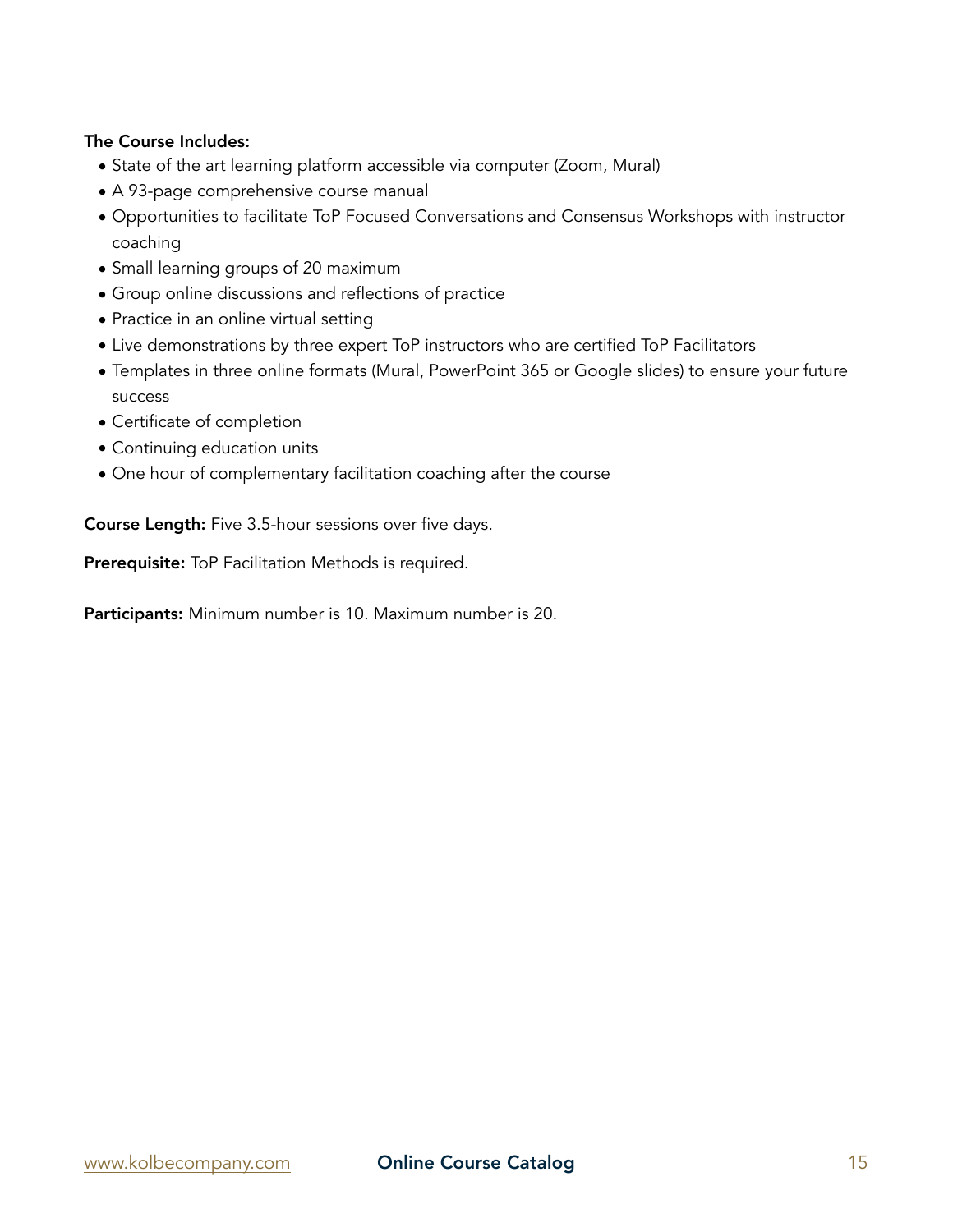**The Course Includes:**

- State of the art learning platform accessible via computer (Zoom, Mural)
- A 93-page comprehensive course manual
- Opportunities to facilitate ToP Focused Conversations and Consensus Workshops with instructor coaching
- Small learning groups of 20 maximum
- Group online discussions and reflections of practice
- Practice in an online virtual setting
- Live demonstrations by three expert ToP instructors who are certified ToP Facilitators
- Templates in three online formats (Mural, PowerPoint 365 or Google slides) to ensure your future success
- Certificate of completion
- Continuing education units
- One hour of complementary facilitation coaching after the course

**Course Length:** Five 3.5-hour sessions over five days.

**Prerequisite:** ToP Facilitation Methods is required.

**Participants:** Minimum number is 10. Maximum number is 20.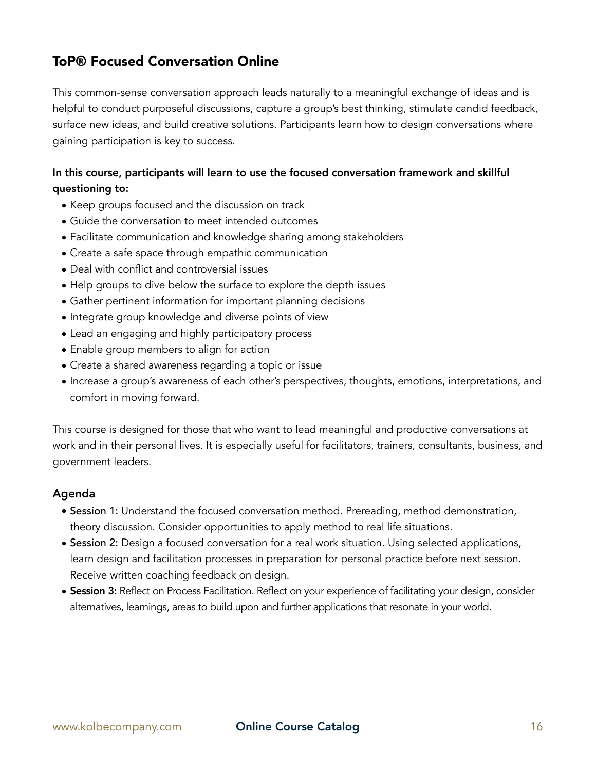## ToP® Focused Conversation Online

This common-sense conversation approach leads naturally to a meaningful exchange of ideas and is helpful to conduct purposeful discussions, capture a group's best thinking, stimulate candid feedback, surface new ideas, and build creative solutions. Participants learn how to design conversations where gaining participation is key to success.

**In this course, participants will learn to use the focused conversation framework and skillful questioning to:**

- Keep groups focused and the discussion on track
- Guide the conversation to meet intended outcomes
- Facilitate communication and knowledge sharing among stakeholders
- Create a safe space through empathic communication
- Deal with conflict and controversial issues
- Help groups to dive below the surface to explore the depth issues
- Gather pertinent information for important planning decisions
- Integrate group knowledge and diverse points of view
- Lead an engaging and highly participatory process
- Enable group members to align for action
- Create a shared awareness regarding a topic or issue
- Increase a group's awareness of each other's perspectives, thoughts, emotions, interpretations, and comfort in moving forward.

This course is designed for those that who want to lead meaningful and productive conversations at work and in their personal lives. It is especially useful for facilitators, trainers, consultants, business, and government leaders.

### Agenda

- **Session 1:** Understand the focused conversation method. Prereading, method demonstration, theory discussion. Consider opportunities to apply method to real life situations.
- **Session 2:** Design a focused conversation for a real work situation. Using selected applications, learn design and facilitation processes in preparation for personal practice before next session. Receive written coaching feedback on design.
- **Session 3:** Reflect on Process Facilitation. Reflect on your experience of facilitating your design, consider alternatives, learnings, areas to build upon and further applications that resonate in your world.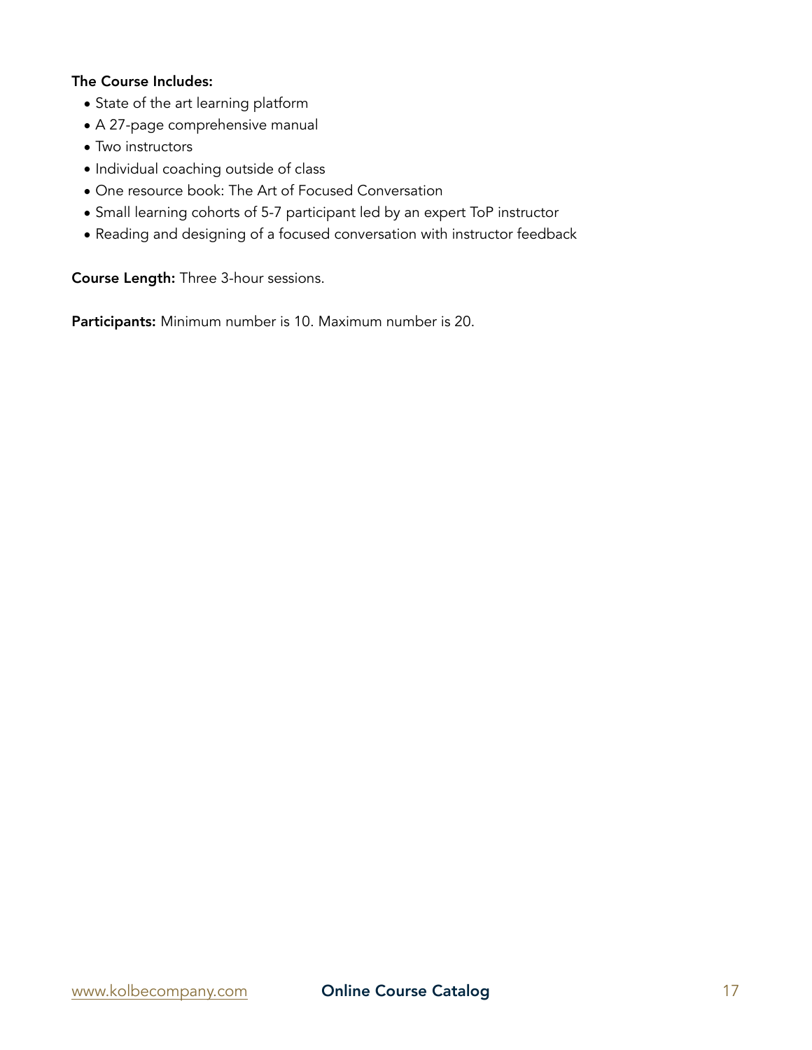**The Course Includes:**

- State of the art learning platform
- A 27-page comprehensive manual
- Two instructors
- Individual coaching outside of class
- One resource book: The Art of Focused Conversation
- Small learning cohorts of 5-7 participant led by an expert ToP instructor
- Reading and designing of a focused conversation with instructor feedback

**Course Length:** Three 3-hour sessions.

**Participants:** Minimum number is 10. Maximum number is 20.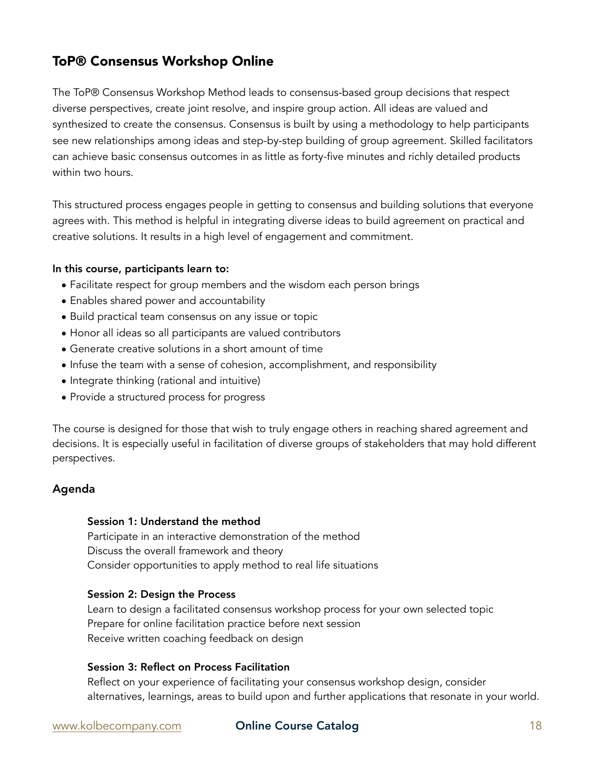## ToP® Consensus Workshop Online

The ToP® Consensus Workshop Method leads to consensus-based group decisions that respect diverse perspectives, create joint resolve, and inspire group action. All ideas are valued and synthesized to create the consensus. Consensus is built by using a methodology to help participants see new relationships among ideas and step-by-step building of group agreement. Skilled facilitators can achieve basic consensus outcomes in as little as forty-five minutes and richly detailed products within two hours.

This structured process engages people in getting to consensus and building solutions that everyone agrees with. This method is helpful in integrating diverse ideas to build agreement on practical and creative solutions. It results in a high level of engagement and commitment.

**In this course, participants learn to:**

- Facilitate respect for group members and the wisdom each person brings
- Enables shared power and accountability
- Build practical team consensus on any issue or topic
- Honor all ideas so all participants are valued contributors
- Generate creative solutions in a short amount of time
- Infuse the team with a sense of cohesion, accomplishment, and responsibility
- Integrate thinking (rational and intuitive)
- Provide a structured process for progress

The course is designed for those that wish to truly engage others in reaching shared agreement and decisions. It is especially useful in facilitation of diverse groups of stakeholders that may hold different perspectives.

### Agenda

**Session 1: Understand the method**
Participate in an interactive demonstration of the method
Discuss the overall framework and theory
Consider opportunities to apply method to real life situations

**Session 2: Design the Process**
Learn to design a facilitated consensus workshop process for your own selected topic
Prepare for online facilitation practice before next session
Receive written coaching feedback on design

**Session 3: Reflect on Process Facilitation**
Reflect on your experience of facilitating your consensus workshop design, consider alternatives, learnings, areas to build upon and further applications that resonate in your world.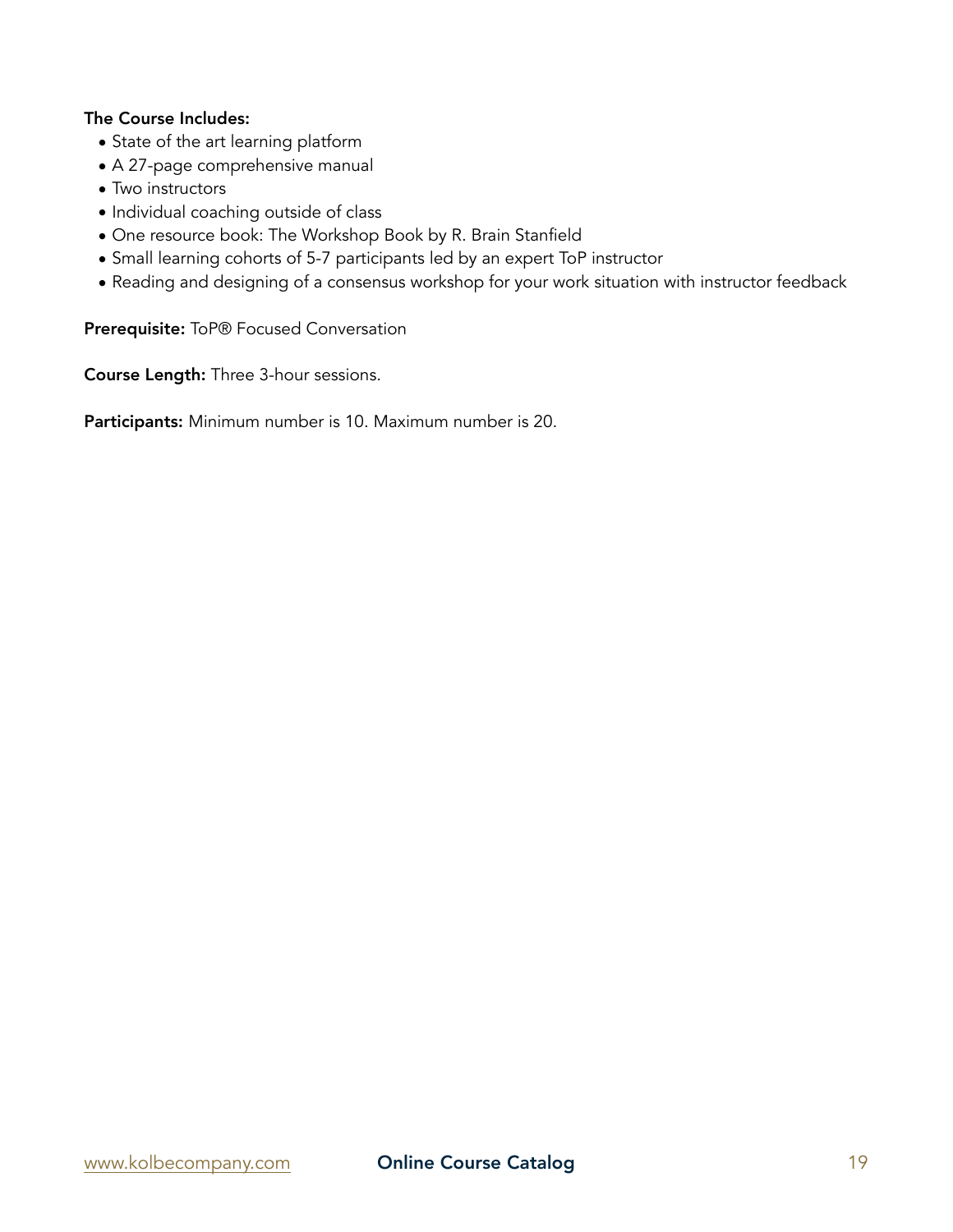**The Course Includes:**

- State of the art learning platform
- A 27-page comprehensive manual
- Two instructors
- Individual coaching outside of class
- One resource book: The Workshop Book by R. Brain Stanfield
- Small learning cohorts of 5-7 participants led by an expert ToP instructor
- Reading and designing of a consensus workshop for your work situation with instructor feedback

**Prerequisite:** ToP® Focused Conversation

**Course Length:** Three 3-hour sessions.

**Participants:** Minimum number is 10. Maximum number is 20.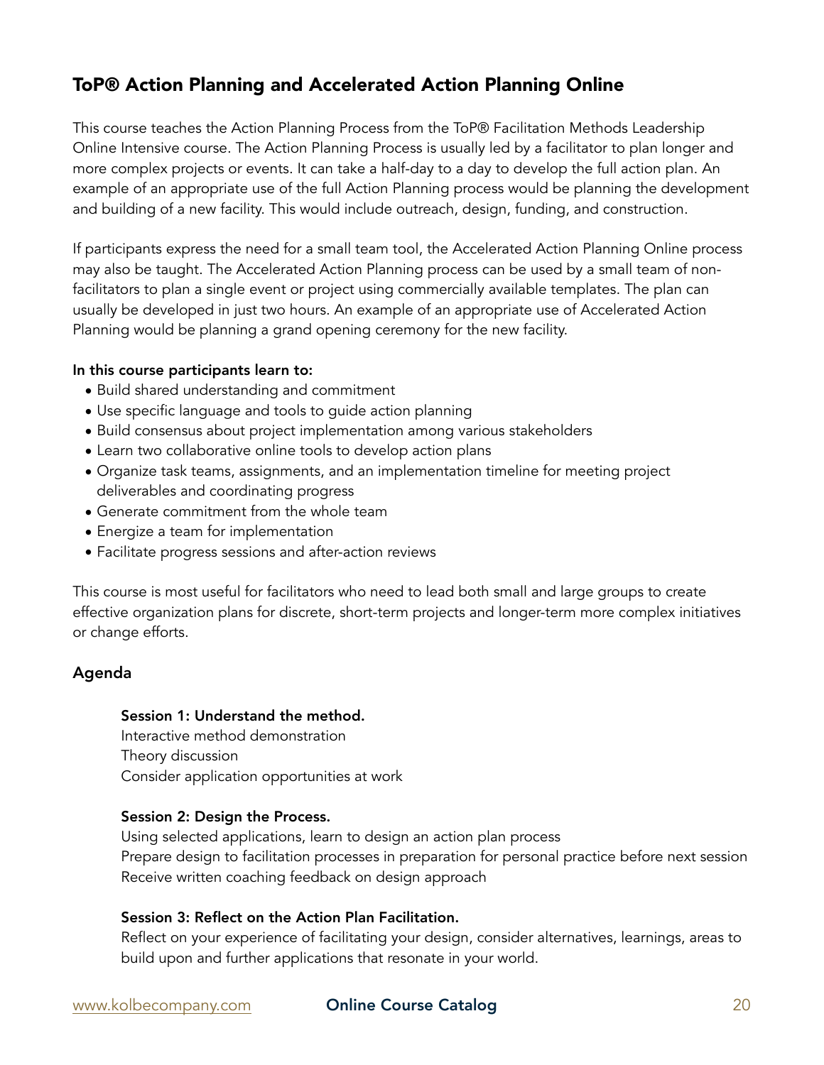## ToP® Action Planning and Accelerated Action Planning Online

This course teaches the Action Planning Process from the ToP® Facilitation Methods Leadership Online Intensive course. The Action Planning Process is usually led by a facilitator to plan longer and more complex projects or events. It can take a half-day to a day to develop the full action plan. An example of an appropriate use of the full Action Planning process would be planning the development and building of a new facility. This would include outreach, design, funding, and construction.

If participants express the need for a small team tool, the Accelerated Action Planning Online process may also be taught. The Accelerated Action Planning process can be used by a small team of non-facilitators to plan a single event or project using commercially available templates. The plan can usually be developed in just two hours. An example of an appropriate use of Accelerated Action Planning would be planning a grand opening ceremony for the new facility.

**In this course participants learn to:**

- Build shared understanding and commitment
- Use specific language and tools to guide action planning
- Build consensus about project implementation among various stakeholders
- Learn two collaborative online tools to develop action plans
- Organize task teams, assignments, and an implementation timeline for meeting project deliverables and coordinating progress
- Generate commitment from the whole team
- Energize a team for implementation
- Facilitate progress sessions and after-action reviews

This course is most useful for facilitators who need to lead both small and large groups to create effective organization plans for discrete, short-term projects and longer-term more complex initiatives or change efforts.

### Agenda

**Session 1: Understand the method.**
Interactive method demonstration
Theory discussion
Consider application opportunities at work

**Session 2: Design the Process.**
Using selected applications, learn to design an action plan process
Prepare design to facilitation processes in preparation for personal practice before next session
Receive written coaching feedback on design approach

**Session 3: Reflect on the Action Plan Facilitation.**
Reflect on your experience of facilitating your design, consider alternatives, learnings, areas to build upon and further applications that resonate in your world.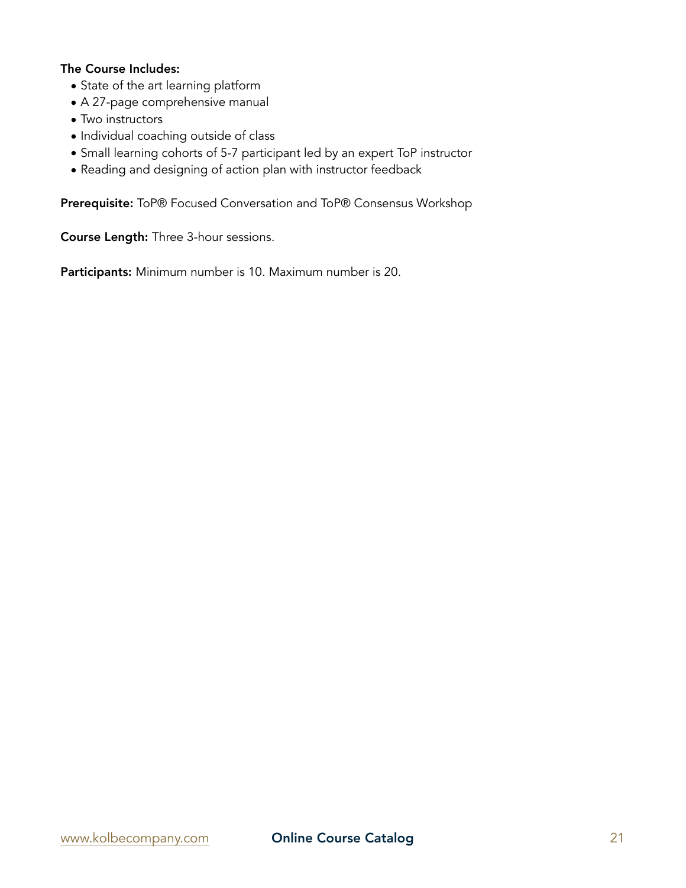**The Course Includes:**

- State of the art learning platform
- A 27-page comprehensive manual
- Two instructors
- Individual coaching outside of class
- Small learning cohorts of 5-7 participant led by an expert ToP instructor
- Reading and designing of action plan with instructor feedback

**Prerequisite:** ToP® Focused Conversation and ToP® Consensus Workshop

**Course Length:** Three 3-hour sessions.

**Participants:** Minimum number is 10. Maximum number is 20.